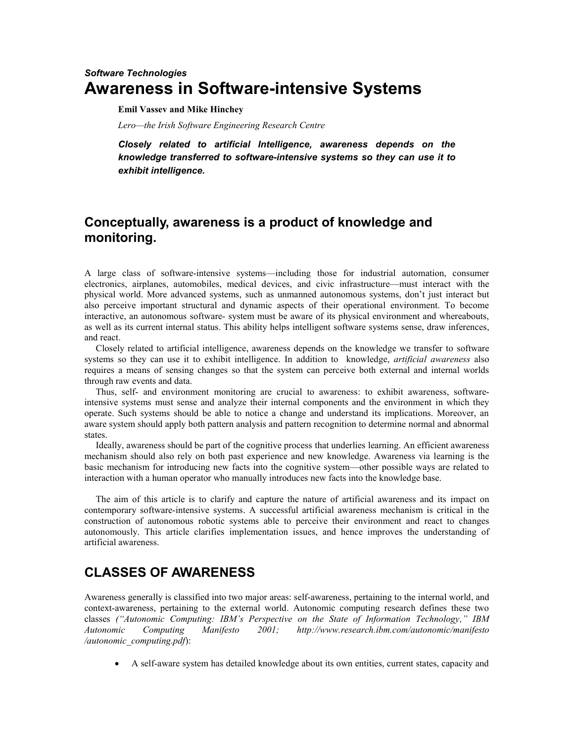*Software Technologies*

# Awareness in Software-intensive Systems

**Emil Vassev and Mike Hinchey**

*Lero—the Irish Software Engineering Research Centre*

***Closely related to artificial Intelligence, awareness depends on the knowledge transferred to software-intensive systems so they can use it to exhibit intelligence.***

## Conceptually, awareness is a product of knowledge and monitoring.

A large class of software-intensive systems—including those for industrial automation, consumer electronics, airplanes, automobiles, medical devices, and civic infrastructure—must interact with the physical world. More advanced systems, such as unmanned autonomous systems, don't just interact but also perceive important structural and dynamic aspects of their operational environment. To become interactive, an autonomous software- system must be aware of its physical environment and whereabouts, as well as its current internal status. This ability helps intelligent software systems sense, draw inferences, and react.

Closely related to artificial intelligence, awareness depends on the knowledge we transfer to software systems so they can use it to exhibit intelligence. In addition to knowledge, *artificial awareness* also requires a means of sensing changes so that the system can perceive both external and internal worlds through raw events and data.

Thus, self- and environment monitoring are crucial to awareness: to exhibit awareness, software-intensive systems must sense and analyze their internal components and the environment in which they operate. Such systems should be able to notice a change and understand its implications. Moreover, an aware system should apply both pattern analysis and pattern recognition to determine normal and abnormal states.

Ideally, awareness should be part of the cognitive process that underlies learning. An efficient awareness mechanism should also rely on both past experience and new knowledge. Awareness via learning is the basic mechanism for introducing new facts into the cognitive system—other possible ways are related to interaction with a human operator who manually introduces new facts into the knowledge base.

The aim of this article is to clarify and capture the nature of artificial awareness and its impact on contemporary software-intensive systems. A successful artificial awareness mechanism is critical in the construction of autonomous robotic systems able to perceive their environment and react to changes autonomously. This article clarifies implementation issues, and hence improves the understanding of artificial awareness.

## CLASSES OF AWARENESS

Awareness generally is classified into two major areas: self-awareness, pertaining to the internal world, and context-awareness, pertaining to the external world. Autonomic computing research defines these two classes *("Autonomic Computing: IBM's Perspective on the State of Information Technology," IBM Autonomic Computing Manifesto 2001; http://www.research.ibm.com/autonomic/manifesto/autonomic_computing.pdf)*:

- A self-aware system has detailed knowledge about its own entities, current states, capacity and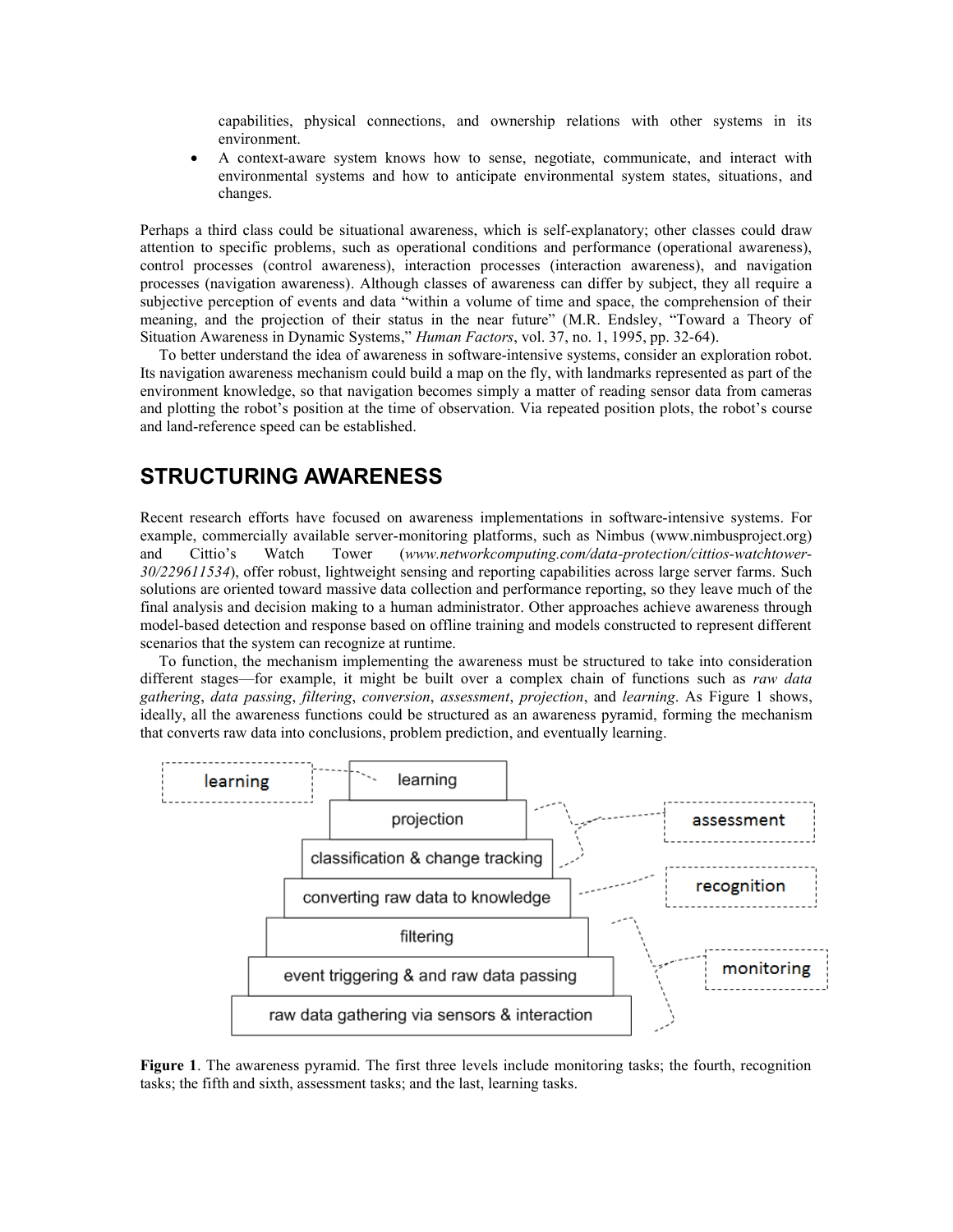capabilities, physical connections, and ownership relations with other systems in its environment.

- A context-aware system knows how to sense, negotiate, communicate, and interact with environmental systems and how to anticipate environmental system states, situations, and changes.

Perhaps a third class could be situational awareness, which is self-explanatory; other classes could draw attention to specific problems, such as operational conditions and performance (operational awareness), control processes (control awareness), interaction processes (interaction awareness), and navigation processes (navigation awareness). Although classes of awareness can differ by subject, they all require a subjective perception of events and data "within a volume of time and space, the comprehension of their meaning, and the projection of their status in the near future" (M.R. Endsley, "Toward a Theory of Situation Awareness in Dynamic Systems," *Human Factors*, vol. 37, no. 1, 1995, pp. 32-64).

To better understand the idea of awareness in software-intensive systems, consider an exploration robot. Its navigation awareness mechanism could build a map on the fly, with landmarks represented as part of the environment knowledge, so that navigation becomes simply a matter of reading sensor data from cameras and plotting the robot's position at the time of observation. Via repeated position plots, the robot's course and land-reference speed can be established.

## STRUCTURING AWARENESS

Recent research efforts have focused on awareness implementations in software-intensive systems. For example, commercially available server-monitoring platforms, such as Nimbus (www.nimbusproject.org) and Cittio's Watch Tower (*www.networkcomputing.com/data-protection/cittios-watchtower-30/229611534*), offer robust, lightweight sensing and reporting capabilities across large server farms. Such solutions are oriented toward massive data collection and performance reporting, so they leave much of the final analysis and decision making to a human administrator. Other approaches achieve awareness through model-based detection and response based on offline training and models constructed to represent different scenarios that the system can recognize at runtime.

To function, the mechanism implementing the awareness must be structured to take into consideration different stages—for example, it might be built over a complex chain of functions such as *raw data gathering*, *data passing*, *filtering*, *conversion*, *assessment*, *projection*, and *learning*. As Figure 1 shows, ideally, all the awareness functions could be structured as an awareness pyramid, forming the mechanism that converts raw data into conclusions, problem prediction, and eventually learning.

**Figure 1**. The awareness pyramid. The first three levels include monitoring tasks; the fourth, recognition tasks; the fifth and sixth, assessment tasks; and the last, learning tasks.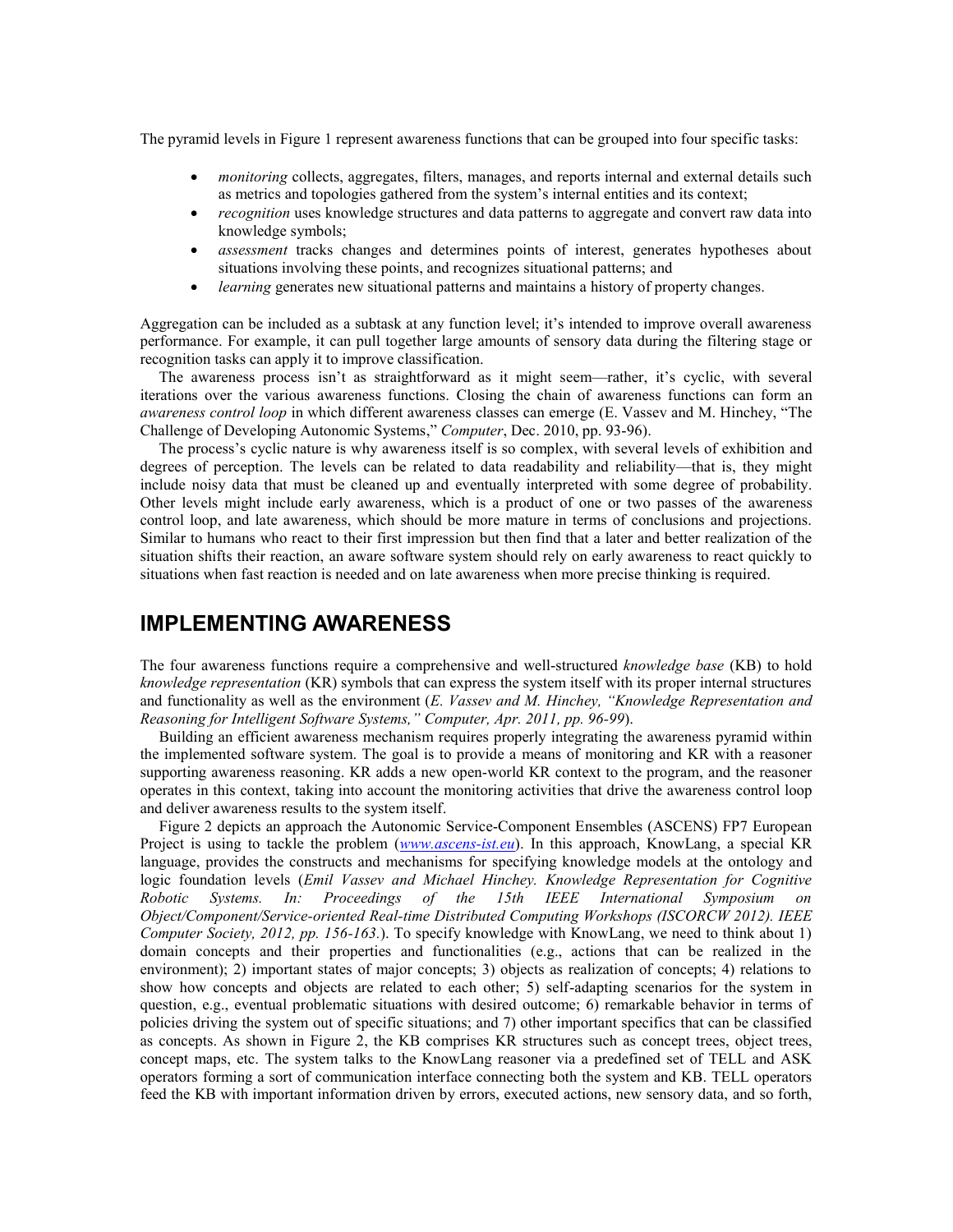The pyramid levels in Figure 1 represent awareness functions that can be grouped into four specific tasks:

- *monitoring* collects, aggregates, filters, manages, and reports internal and external details such as metrics and topologies gathered from the system's internal entities and its context;
- *recognition* uses knowledge structures and data patterns to aggregate and convert raw data into knowledge symbols;
- *assessment* tracks changes and determines points of interest, generates hypotheses about situations involving these points, and recognizes situational patterns; and
- *learning* generates new situational patterns and maintains a history of property changes.

Aggregation can be included as a subtask at any function level; it's intended to improve overall awareness performance. For example, it can pull together large amounts of sensory data during the filtering stage or recognition tasks can apply it to improve classification.

The awareness process isn't as straightforward as it might seem—rather, it's cyclic, with several iterations over the various awareness functions. Closing the chain of awareness functions can form an *awareness control loop* in which different awareness classes can emerge (E. Vassev and M. Hinchey, "The Challenge of Developing Autonomic Systems," *Computer*, Dec. 2010, pp. 93-96).

The process's cyclic nature is why awareness itself is so complex, with several levels of exhibition and degrees of perception. The levels can be related to data readability and reliability—that is, they might include noisy data that must be cleaned up and eventually interpreted with some degree of probability. Other levels might include early awareness, which is a product of one or two passes of the awareness control loop, and late awareness, which should be more mature in terms of conclusions and projections. Similar to humans who react to their first impression but then find that a later and better realization of the situation shifts their reaction, an aware software system should rely on early awareness to react quickly to situations when fast reaction is needed and on late awareness when more precise thinking is required.

## IMPLEMENTING AWARENESS

The four awareness functions require a comprehensive and well-structured *knowledge base* (KB) to hold *knowledge representation* (KR) symbols that can express the system itself with its proper internal structures and functionality as well as the environment (*E. Vassev and M. Hinchey, "Knowledge Representation and Reasoning for Intelligent Software Systems," Computer, Apr. 2011, pp. 96-99*).

Building an efficient awareness mechanism requires properly integrating the awareness pyramid within the implemented software system. The goal is to provide a means of monitoring and KR with a reasoner supporting awareness reasoning. KR adds a new open-world KR context to the program, and the reasoner operates in this context, taking into account the monitoring activities that drive the awareness control loop and deliver awareness results to the system itself.

Figure 2 depicts an approach the Autonomic Service-Component Ensembles (ASCENS) FP7 European Project is using to tackle the problem (*www.ascens-ist.eu*). In this approach, KnowLang, a special KR language, provides the constructs and mechanisms for specifying knowledge models at the ontology and logic foundation levels (*Emil Vassev and Michael Hinchey. Knowledge Representation for Cognitive Robotic Systems. In: Proceedings of the 15th IEEE International Symposium on Object/Component/Service-oriented Real-time Distributed Computing Workshops (ISCORCW 2012). IEEE Computer Society, 2012, pp. 156-163.*). To specify knowledge with KnowLang, we need to think about 1) domain concepts and their properties and functionalities (e.g., actions that can be realized in the environment); 2) important states of major concepts; 3) objects as realization of concepts; 4) relations to show how concepts and objects are related to each other; 5) self-adapting scenarios for the system in question, e.g., eventual problematic situations with desired outcome; 6) remarkable behavior in terms of policies driving the system out of specific situations; and 7) other important specifics that can be classified as concepts. As shown in Figure 2, the KB comprises KR structures such as concept trees, object trees, concept maps, etc. The system talks to the KnowLang reasoner via a predefined set of TELL and ASK operators forming a sort of communication interface connecting both the system and KB. TELL operators feed the KB with important information driven by errors, executed actions, new sensory data, and so forth,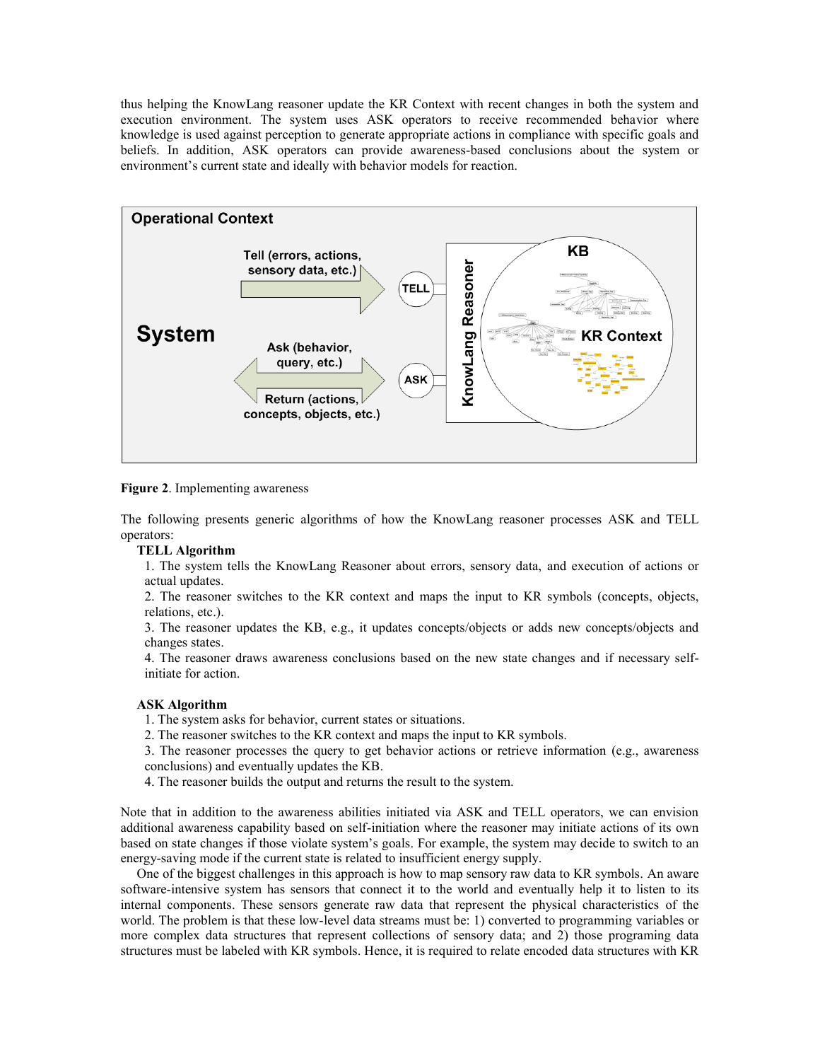thus helping the KnowLang reasoner update the KR Context with recent changes in both the system and execution environment. The system uses ASK operators to receive recommended behavior where knowledge is used against perception to generate appropriate actions in compliance with specific goals and beliefs. In addition, ASK operators can provide awareness-based conclusions about the system or environment's current state and ideally with behavior models for reaction.

**Figure 2**. Implementing awareness

The following presents generic algorithms of how the KnowLang reasoner processes ASK and TELL operators:

**TELL Algorithm**

1. The system tells the KnowLang Reasoner about errors, sensory data, and execution of actions or actual updates.
2. The reasoner switches to the KR context and maps the input to KR symbols (concepts, objects, relations, etc.).
3. The reasoner updates the KB, e.g., it updates concepts/objects or adds new concepts/objects and changes states.
4. The reasoner draws awareness conclusions based on the new state changes and if necessary self-initiate for action.

**ASK Algorithm**

1. The system asks for behavior, current states or situations.
2. The reasoner switches to the KR context and maps the input to KR symbols.
3. The reasoner processes the query to get behavior actions or retrieve information (e.g., awareness conclusions) and eventually updates the KB.
4. The reasoner builds the output and returns the result to the system.

Note that in addition to the awareness abilities initiated via ASK and TELL operators, we can envision additional awareness capability based on self-initiation where the reasoner may initiate actions of its own based on state changes if those violate system's goals. For example, the system may decide to switch to an energy-saving mode if the current state is related to insufficient energy supply.

One of the biggest challenges in this approach is how to map sensory raw data to KR symbols. An aware software-intensive system has sensors that connect it to the world and eventually help it to listen to its internal components. These sensors generate raw data that represent the physical characteristics of the world. The problem is that these low-level data streams must be: 1) converted to programming variables or more complex data structures that represent collections of sensory data; and 2) those programing data structures must be labeled with KR symbols. Hence, it is required to relate encoded data structures with KR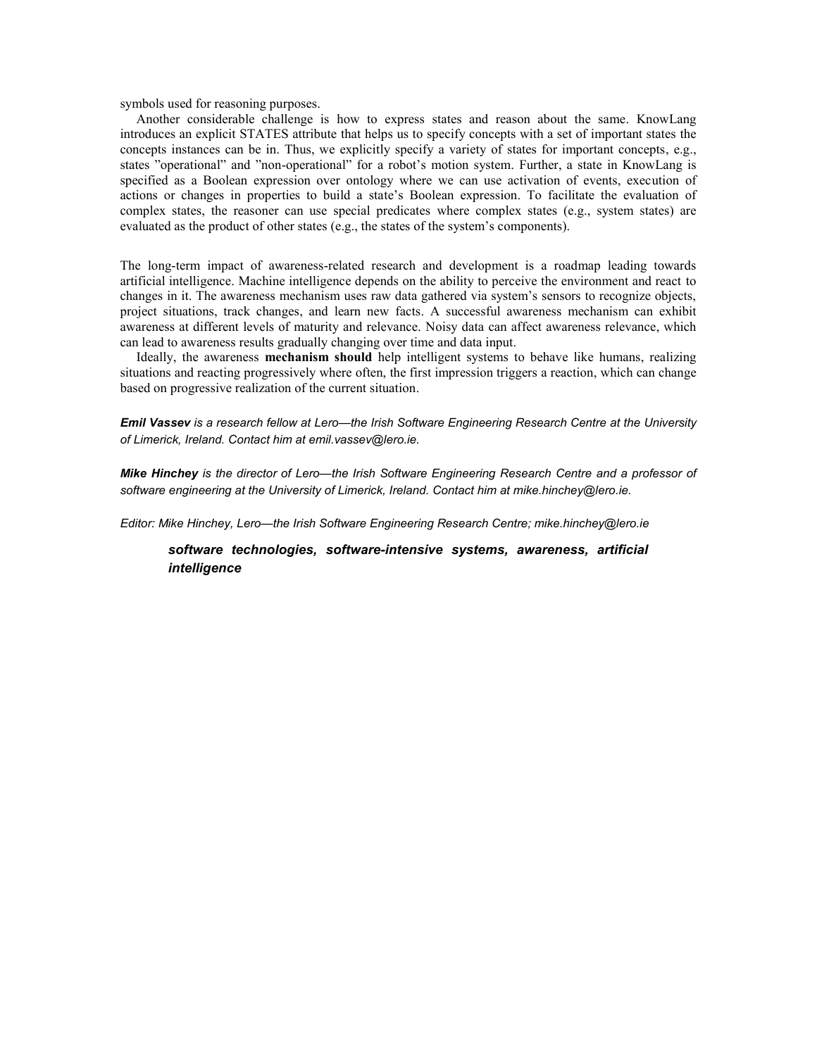symbols used for reasoning purposes.

Another considerable challenge is how to express states and reason about the same. KnowLang introduces an explicit STATES attribute that helps us to specify concepts with a set of important states the concepts instances can be in. Thus, we explicitly specify a variety of states for important concepts, e.g., states "operational" and "non-operational" for a robot's motion system. Further, a state in KnowLang is specified as a Boolean expression over ontology where we can use activation of events, execution of actions or changes in properties to build a state's Boolean expression. To facilitate the evaluation of complex states, the reasoner can use special predicates where complex states (e.g., system states) are evaluated as the product of other states (e.g., the states of the system's components).

The long-term impact of awareness-related research and development is a roadmap leading towards artificial intelligence. Machine intelligence depends on the ability to perceive the environment and react to changes in it. The awareness mechanism uses raw data gathered via system's sensors to recognize objects, project situations, track changes, and learn new facts. A successful awareness mechanism can exhibit awareness at different levels of maturity and relevance. Noisy data can affect awareness relevance, which can lead to awareness results gradually changing over time and data input.

Ideally, the awareness **mechanism should** help intelligent systems to behave like humans, realizing situations and reacting progressively where often, the first impression triggers a reaction, which can change based on progressive realization of the current situation.

***Emil Vassev*** *is a research fellow at Lero—the Irish Software Engineering Research Centre at the University of Limerick, Ireland. Contact him at emil.vassev@lero.ie.*

***Mike Hinchey*** *is the director of Lero—the Irish Software Engineering Research Centre and a professor of software engineering at the University of Limerick, Ireland. Contact him at mike.hinchey@lero.ie.*

*Editor: Mike Hinchey, Lero—the Irish Software Engineering Research Centre; mike.hinchey@lero.ie*

***software technologies, software-intensive systems, awareness, artificial intelligence***